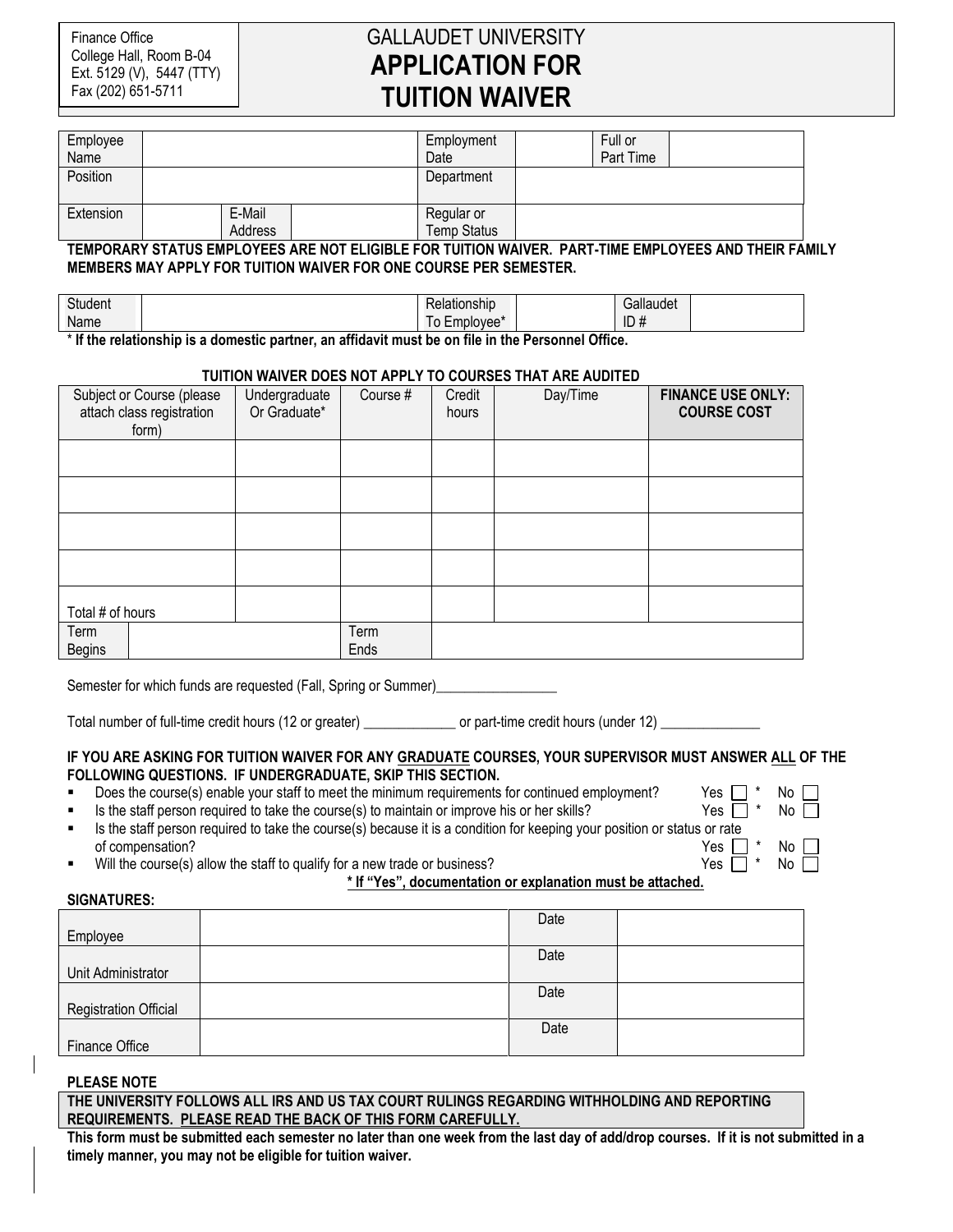Finance Office
College Hall, Room B-04
Ext. 5129 (V), 5447 (TTY)
Fax (202) 651-5711

# GALLAUDET UNIVERSITY
# APPLICATION FOR TUITION WAIVER

| | | | | | | | |
|---|---|---|---|---|---|---|---|
| Employee Name | | | | Employment Date | | Full or Part Time | |
| Position | | | | Department | | | |
| Extension | | E-Mail Address | | Regular or Temp Status | | | |

**TEMPORARY STATUS EMPLOYEES ARE NOT ELIGIBLE FOR TUITION WAIVER. PART-TIME EMPLOYEES AND THEIR FAMILY MEMBERS MAY APPLY FOR TUITION WAIVER FOR ONE COURSE PER SEMESTER.**

| | | | | | |
|---|---|---|---|---|---|
| Student Name | | Relationship To Employee* | | Gallaudet ID # | |

\* **If the relationship is a domestic partner, an affidavit must be on file in the Personnel Office.**

**TUITION WAIVER DOES NOT APPLY TO COURSES THAT ARE AUDITED**

| Subject or Course (please attach class registration form) | Undergraduate Or Graduate* | Course # | Credit hours | Day/Time | **FINANCE USE ONLY: COURSE COST** |
|---|---|---|---|---|---|
| | | | | | |
| | | | | | |
| | | | | | |
| | | | | | |
| Total # of hours | | | | | |
| Term Begins | | Term Ends | | | |

Semester for which funds are requested (Fall, Spring or Summer)_________________

Total number of full-time credit hours (12 or greater) _____________ or part-time credit hours (under 12) ______________

**IF YOU ARE ASKING FOR TUITION WAIVER FOR ANY GRADUATE COURSES, YOUR SUPERVISOR MUST ANSWER ALL OF THE FOLLOWING QUESTIONS. IF UNDERGRADUATE, SKIP THIS SECTION.**

- Does the course(s) enable your staff to meet the minimum requirements for continued employment? Yes ☐ * No ☐
- Is the staff person required to take the course(s) to maintain or improve his or her skills? Yes ☐ * No ☐
- Is the staff person required to take the course(s) because it is a condition for keeping your position or status or rate of compensation? Yes ☐ * No ☐
- Will the course(s) allow the staff to qualify for a new trade or business? Yes ☐ * No ☐

**\* If "Yes", documentation or explanation must be attached.**

**SIGNATURES:**

| | | | |
|---|---|---|---|
| Employee | | Date | |
| Unit Administrator | | Date | |
| Registration Official | | Date | |
| Finance Office | | Date | |

**PLEASE NOTE**

**THE UNIVERSITY FOLLOWS ALL IRS AND US TAX COURT RULINGS REGARDING WITHHOLDING AND REPORTING REQUIREMENTS. PLEASE READ THE BACK OF THIS FORM CAREFULLY.**

**This form must be submitted each semester no later than one week from the last day of add/drop courses. If it is not submitted in a timely manner, you may not be eligible for tuition waiver.**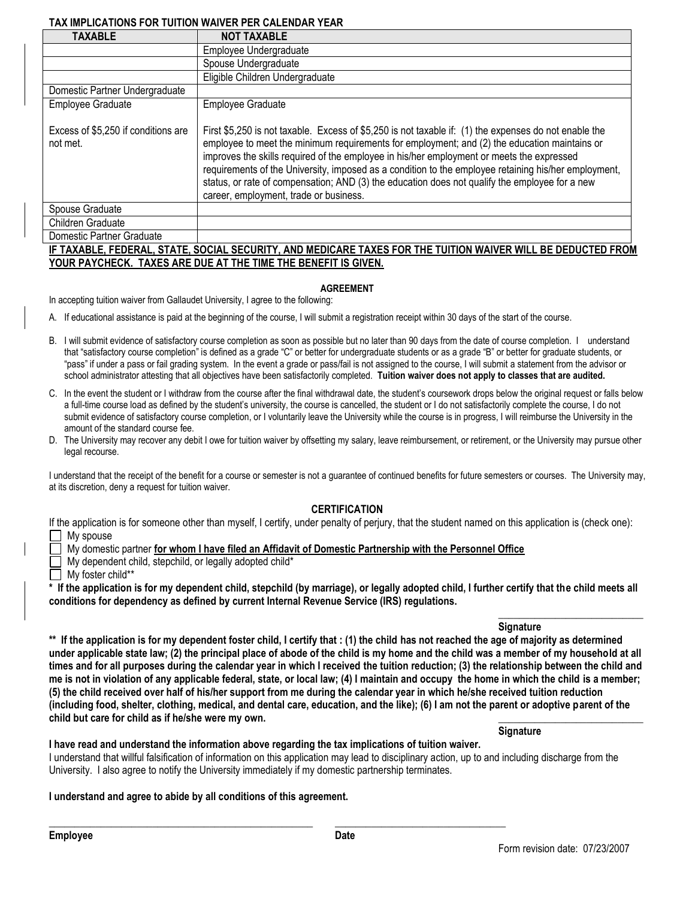**TAX IMPLICATIONS FOR TUITION WAIVER PER CALENDAR YEAR**

| TAXABLE | NOT TAXABLE |
|---|---|
| | Employee Undergraduate |
| | Spouse Undergraduate |
| | Eligible Children Undergraduate |
| Domestic Partner Undergraduate | |
| Employee Graduate<br><br>Excess of $5,250 if conditions are not met. | Employee Graduate<br><br>First $5,250 is not taxable. Excess of $5,250 is not taxable if: (1) the expenses do not enable the employee to meet the minimum requirements for employment; and (2) the education maintains or improves the skills required of the employee in his/her employment or meets the expressed requirements of the University, imposed as a condition to the employee retaining his/her employment, status, or rate of compensation; AND (3) the education does not qualify the employee for a new career, employment, trade or business. |
| Spouse Graduate | |
| Children Graduate | |
| Domestic Partner Graduate | |

**IF TAXABLE, FEDERAL, STATE, SOCIAL SECURITY, AND MEDICARE TAXES FOR THE TUITION WAIVER WILL BE DEDUCTED FROM YOUR PAYCHECK. TAXES ARE DUE AT THE TIME THE BENEFIT IS GIVEN.**

**AGREEMENT**

In accepting tuition waiver from Gallaudet University, I agree to the following:

A. If educational assistance is paid at the beginning of the course, I will submit a registration receipt within 30 days of the start of the course.

B. I will submit evidence of satisfactory course completion as soon as possible but no later than 90 days from the date of course completion. I understand that "satisfactory course completion" is defined as a grade "C" or better for undergraduate students or as a grade "B" or better for graduate students, or "pass" if under a pass or fail grading system. In the event a grade or pass/fail is not assigned to the course, I will submit a statement from the advisor or school administrator attesting that all objectives have been satisfactorily completed. **Tuition waiver does not apply to classes that are audited.**

C. In the event the student or I withdraw from the course after the final withdrawal date, the student's coursework drops below the original request or falls below a full-time course load as defined by the student's university, the course is cancelled, the student or I do not satisfactorily complete the course, I do not submit evidence of satisfactory course completion, or I voluntarily leave the University while the course is in progress, I will reimburse the University in the amount of the standard course fee.

D. The University may recover any debit I owe for tuition waiver by offsetting my salary, leave reimbursement, or retirement, or the University may pursue other legal recourse.

I understand that the receipt of the benefit for a course or semester is not a guarantee of continued benefits for future semesters or courses. The University may, at its discretion, deny a request for tuition waiver.

**CERTIFICATION**

If the application is for someone other than myself, I certify, under penalty of perjury, that the student named on this application is (check one):

- ☐ My spouse
- ☐ My domestic partner **for whom I have filed an Affidavit of Domestic Partnership with the Personnel Office**
- ☐ My dependent child, stepchild, or legally adopted child*
- ☐ My foster child**

**\* If the application is for my dependent child, stepchild (by marriage), or legally adopted child, I further certify that the child meets all conditions for dependency as defined by current Internal Revenue Service (IRS) regulations.**

\_\_\_\_\_\_\_\_\_\_\_\_\_\_\_\_\_\_\_\_\_\_\_\_\_\_\_\_
**Signature**

**\*\* If the application is for my dependent foster child, I certify that : (1) the child has not reached the age of majority as determined under applicable state law; (2) the principal place of abode of the child is my home and the child was a member of my household at all times and for all purposes during the calendar year in which I received the tuition reduction; (3) the relationship between the child and me is not in violation of any applicable federal, state, or local law; (4) I maintain and occupy the home in which the child is a member; (5) the child received over half of his/her support from me during the calendar year in which he/she received tuition reduction (including food, shelter, clothing, medical, and dental care, education, and the like); (6) I am not the parent or adoptive parent of the child but care for child as if he/she were my own.**

\_\_\_\_\_\_\_\_\_\_\_\_\_\_\_\_\_\_\_\_\_\_\_\_\_\_\_\_
**Signature**

**I have read and understand the information above regarding the tax implications of tuition waiver.**

I understand that willful falsification of information on this application may lead to disciplinary action, up to and including discharge from the University. I also agree to notify the University immediately if my domestic partnership terminates.

**I understand and agree to abide by all conditions of this agreement.**

\_\_\_\_\_\_\_\_\_\_\_\_\_\_\_\_\_\_\_\_\_\_\_\_\_\_\_\_\_\_\_\_\_\_\_\_\_\_\_\_ \_\_\_\_\_\_\_\_\_\_\_\_\_\_\_\_\_\_\_\_\_\_\_\_\_\_\_\_

**Employee** **Date**

Form revision date: 07/23/2007